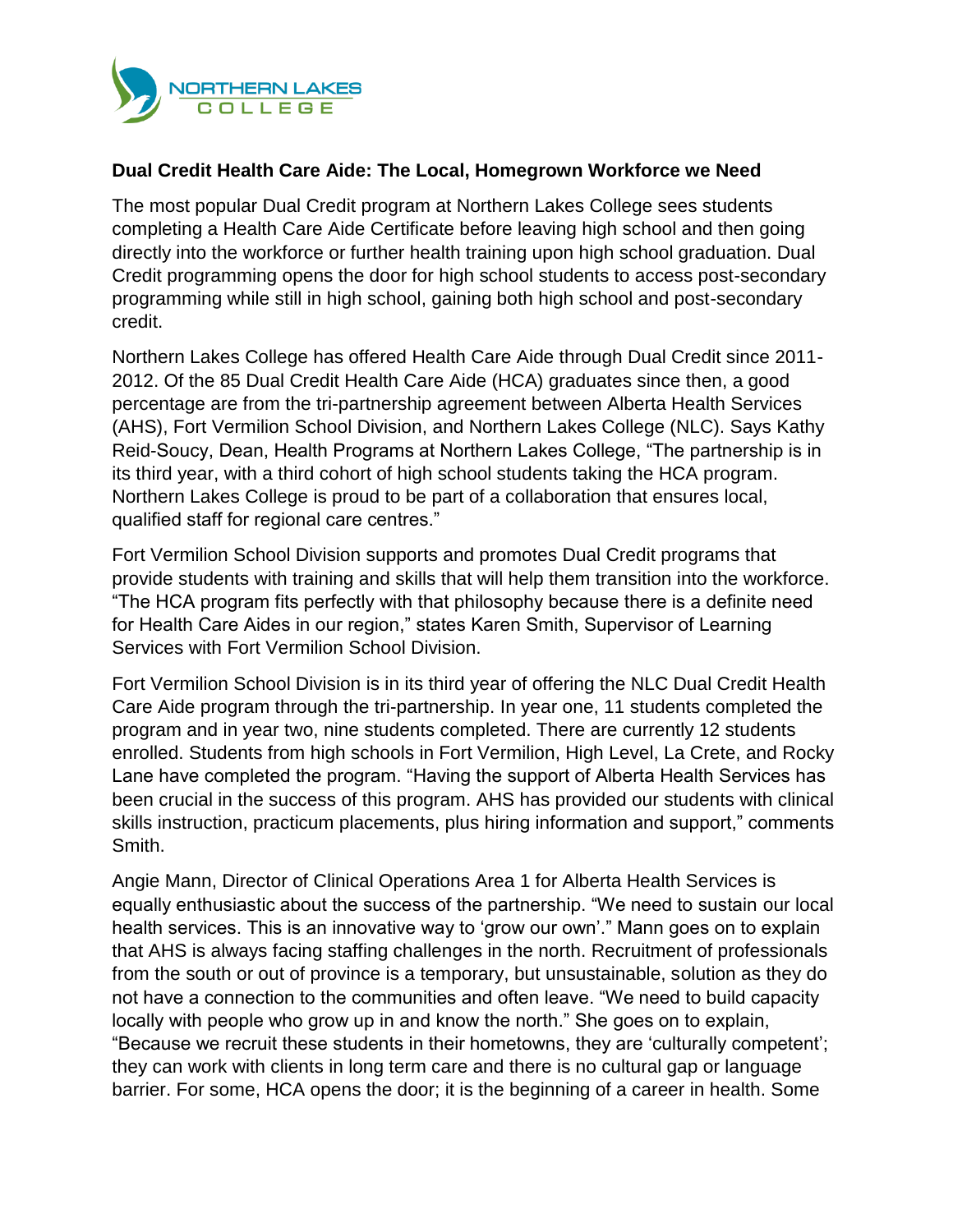## Dual Credit Health Care Aide: The Local, Homegrown Workforce we Need

The most popular Dual Credit program at Northern Lakes College sees students completing a Health Care Aide Certificate before leaving high school and then going directly into the workforce or further health training upon high school graduation. Dual Credit programming opens the door for high school students to access post-secondary programming while still in high school, gaining both high school and post-secondary credit.

Northern Lakes College has offered Health Care Aide through Dual Credit since 2011-2012. Of the 85 Dual Credit Health Care Aide (HCA) graduates since then, a good percentage are from the tri-partnership agreement between Alberta Health Services (AHS), Fort Vermilion School Division, and Northern Lakes College (NLC). Says Kathy Reid-Soucy, Dean, Health Programs at Northern Lakes College, “The partnership is in its third year, with a third cohort of high school students taking the HCA program. Northern Lakes College is proud to be part of a collaboration that ensures local, qualified staff for regional care centres.”

Fort Vermilion School Division supports and promotes Dual Credit programs that provide students with training and skills that will help them transition into the workforce. “The HCA program fits perfectly with that philosophy because there is a definite need for Health Care Aides in our region,” states Karen Smith, Supervisor of Learning Services with Fort Vermilion School Division.

Fort Vermilion School Division is in its third year of offering the NLC Dual Credit Health Care Aide program through the tri-partnership. In year one, 11 students completed the program and in year two, nine students completed. There are currently 12 students enrolled. Students from high schools in Fort Vermilion, High Level, La Crete, and Rocky Lane have completed the program. “Having the support of Alberta Health Services has been crucial in the success of this program. AHS has provided our students with clinical skills instruction, practicum placements, plus hiring information and support,” comments Smith.

Angie Mann, Director of Clinical Operations Area 1 for Alberta Health Services is equally enthusiastic about the success of the partnership. “We need to sustain our local health services. This is an innovative way to ‘grow our own’.” Mann goes on to explain that AHS is always facing staffing challenges in the north. Recruitment of professionals from the south or out of province is a temporary, but unsustainable, solution as they do not have a connection to the communities and often leave. “We need to build capacity locally with people who grow up in and know the north.” She goes on to explain, “Because we recruit these students in their hometowns, they are ‘culturally competent’; they can work with clients in long term care and there is no cultural gap or language barrier. For some, HCA opens the door; it is the beginning of a career in health. Some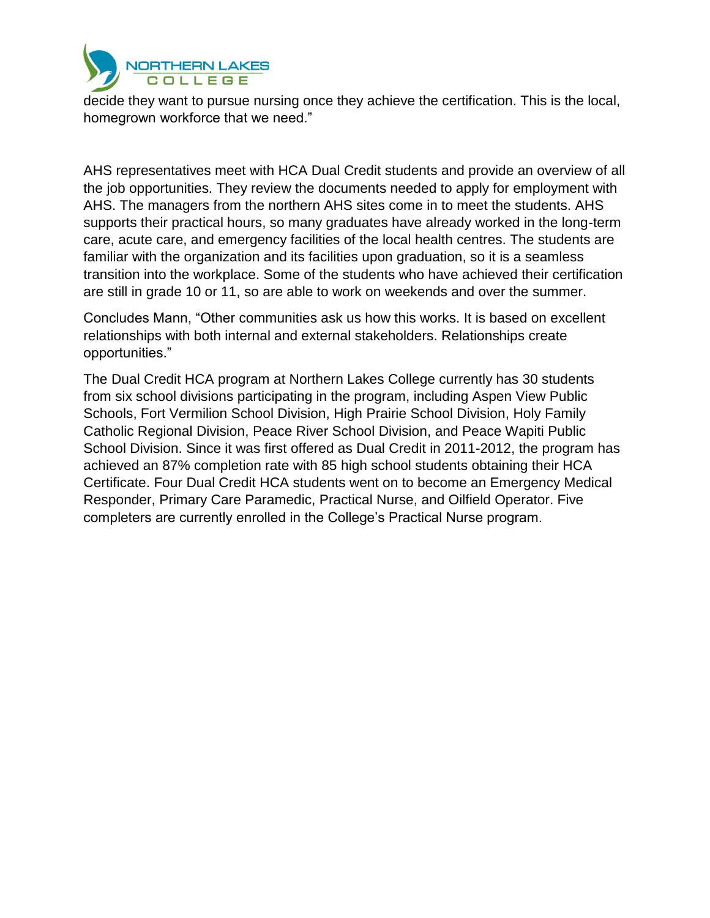decide they want to pursue nursing once they achieve the certification. This is the local, homegrown workforce that we need."

AHS representatives meet with HCA Dual Credit students and provide an overview of all the job opportunities. They review the documents needed to apply for employment with AHS. The managers from the northern AHS sites come in to meet the students. AHS supports their practical hours, so many graduates have already worked in the long-term care, acute care, and emergency facilities of the local health centres. The students are familiar with the organization and its facilities upon graduation, so it is a seamless transition into the workplace. Some of the students who have achieved their certification are still in grade 10 or 11, so are able to work on weekends and over the summer.

Concludes Mann, "Other communities ask us how this works. It is based on excellent relationships with both internal and external stakeholders. Relationships create opportunities."

The Dual Credit HCA program at Northern Lakes College currently has 30 students from six school divisions participating in the program, including Aspen View Public Schools, Fort Vermilion School Division, High Prairie School Division, Holy Family Catholic Regional Division, Peace River School Division, and Peace Wapiti Public School Division. Since it was first offered as Dual Credit in 2011-2012, the program has achieved an 87% completion rate with 85 high school students obtaining their HCA Certificate. Four Dual Credit HCA students went on to become an Emergency Medical Responder, Primary Care Paramedic, Practical Nurse, and Oilfield Operator. Five completers are currently enrolled in the College's Practical Nurse program.